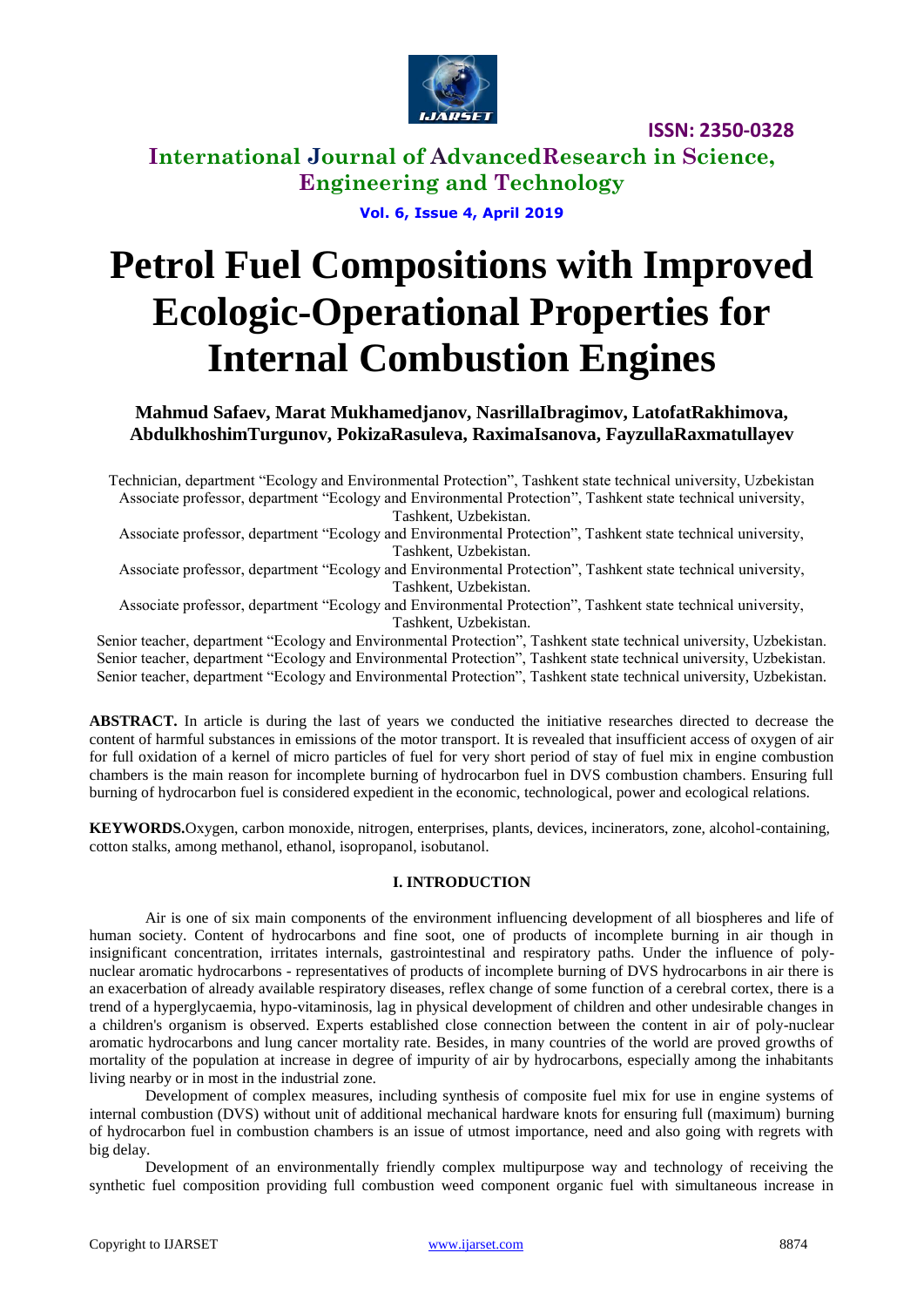# Petrol Fuel Compositions with Improved Ecologic-Operational Properties for Internal Combustion Engines

**Mahmud Safaev, Marat Mukhamedjanov, NasrillaIbragimov, LatofatRakhimova, AbdulkhoshimTurgunov, PokizaRasuleva, RaximaIsanova, FayzullaRaxmatullayev**

Technician, department "Ecology and Environmental Protection", Tashkent state technical university, Uzbekistan
Associate professor, department "Ecology and Environmental Protection", Tashkent state technical university, Tashkent, Uzbekistan.
Associate professor, department "Ecology and Environmental Protection", Tashkent state technical university, Tashkent, Uzbekistan.
Associate professor, department "Ecology and Environmental Protection", Tashkent state technical university, Tashkent, Uzbekistan.
Associate professor, department "Ecology and Environmental Protection", Tashkent state technical university, Tashkent, Uzbekistan.
Senior teacher, department "Ecology and Environmental Protection", Tashkent state technical university, Uzbekistan.
Senior teacher, department "Ecology and Environmental Protection", Tashkent state technical university, Uzbekistan.
Senior teacher, department "Ecology and Environmental Protection", Tashkent state technical university, Uzbekistan.

**ABSTRACT.** In article is during the last of years we conducted the initiative researches directed to decrease the content of harmful substances in emissions of the motor transport. It is revealed that insufficient access of oxygen of air for full oxidation of a kernel of micro particles of fuel for very short period of stay of fuel mix in engine combustion chambers is the main reason for incomplete burning of hydrocarbon fuel in DVS combustion chambers. Ensuring full burning of hydrocarbon fuel is considered expedient in the economic, technological, power and ecological relations.

**KEYWORDS.**Oxygen, carbon monoxide, nitrogen, enterprises, plants, devices, incinerators, zone, alcohol-containing, cotton stalks, among methanol, ethanol, isopropanol, isobutanol.

## I. INTRODUCTION

Air is one of six main components of the environment influencing development of all biospheres and life of human society. Content of hydrocarbons and fine soot, one of products of incomplete burning in air though in insignificant concentration, irritates internals, gastrointestinal and respiratory paths. Under the influence of poly-nuclear aromatic hydrocarbons - representatives of products of incomplete burning of DVS hydrocarbons in air there is an exacerbation of already available respiratory diseases, reflex change of some function of a cerebral cortex, there is a trend of a hyperglycaemia, hypo-vitaminosis, lag in physical development of children and other undesirable changes in a children's organism is observed. Experts established close connection between the content in air of poly-nuclear aromatic hydrocarbons and lung cancer mortality rate. Besides, in many countries of the world are proved growths of mortality of the population at increase in degree of impurity of air by hydrocarbons, especially among the inhabitants living nearby or in most in the industrial zone.

Development of complex measures, including synthesis of composite fuel mix for use in engine systems of internal combustion (DVS) without unit of additional mechanical hardware knots for ensuring full (maximum) burning of hydrocarbon fuel in combustion chambers is an issue of utmost importance, need and also going with regrets with big delay.

Development of an environmentally friendly complex multipurpose way and technology of receiving the synthetic fuel composition providing full combustion weed component organic fuel with simultaneous increase in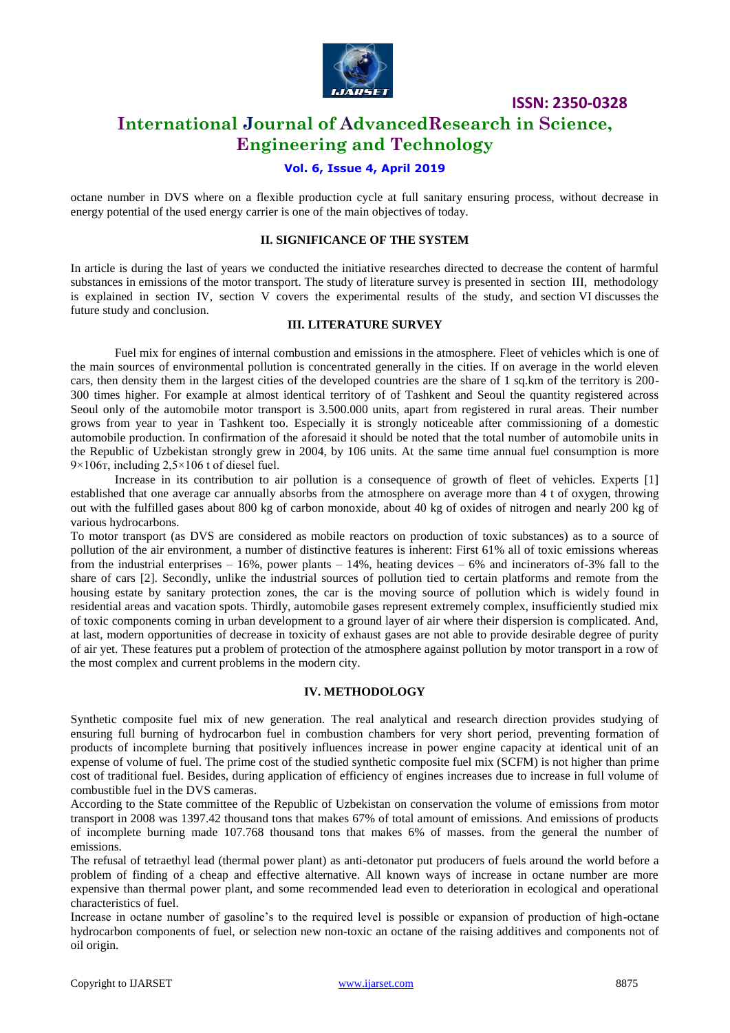octane number in DVS where on a flexible production cycle at full sanitary ensuring process, without decrease in energy potential of the used energy carrier is one of the main objectives of today.

## II. SIGNIFICANCE OF THE SYSTEM

In article is during the last of years we conducted the initiative researches directed to decrease the content of harmful substances in emissions of the motor transport. The study of literature survey is presented in section III, methodology is explained in section IV, section V covers the experimental results of the study, and section VI discusses the future study and conclusion.

## III. LITERATURE SURVEY

Fuel mix for engines of internal combustion and emissions in the atmosphere. Fleet of vehicles which is one of the main sources of environmental pollution is concentrated generally in the cities. If on average in the world eleven cars, then density them in the largest cities of the developed countries are the share of 1 sq.km of the territory is 200-300 times higher. For example at almost identical territory of of Tashkent and Seoul the quantity registered across Seoul only of the automobile motor transport is 3.500.000 units, apart from registered in rural areas. Their number grows from year to year in Tashkent too. Especially it is strongly noticeable after commissioning of a domestic automobile production. In confirmation of the aforesaid it should be noted that the total number of automobile units in the Republic of Uzbekistan strongly grew in 2004, by 106 units. At the same time annual fuel consumption is more $9\times106$т, including $2,5\times106$ t of diesel fuel.

Increase in its contribution to air pollution is a consequence of growth of fleet of vehicles. Experts [1] established that one average car annually absorbs from the atmosphere on average more than 4 t of oxygen, throwing out with the fulfilled gases about 800 kg of carbon monoxide, about 40 kg of oxides of nitrogen and nearly 200 kg of various hydrocarbons.

To motor transport (as DVS are considered as mobile reactors on production of toxic substances) as to a source of pollution of the air environment, a number of distinctive features is inherent: First 61% all of toxic emissions whereas from the industrial enterprises – 16%, power plants – 14%, heating devices – 6% and incinerators of-3% fall to the share of cars [2]. Secondly, unlike the industrial sources of pollution tied to certain platforms and remote from the housing estate by sanitary protection zones, the car is the moving source of pollution which is widely found in residential areas and vacation spots. Thirdly, automobile gases represent extremely complex, insufficiently studied mix of toxic components coming in urban development to a ground layer of air where their dispersion is complicated. And, at last, modern opportunities of decrease in toxicity of exhaust gases are not able to provide desirable degree of purity of air yet. These features put a problem of protection of the atmosphere against pollution by motor transport in a row of the most complex and current problems in the modern city.

## IV. METHODOLOGY

Synthetic composite fuel mix of new generation. The real analytical and research direction provides studying of ensuring full burning of hydrocarbon fuel in combustion chambers for very short period, preventing formation of products of incomplete burning that positively influences increase in power engine capacity at identical unit of an expense of volume of fuel. The prime cost of the studied synthetic composite fuel mix (SCFM) is not higher than prime cost of traditional fuel. Besides, during application of efficiency of engines increases due to increase in full volume of combustible fuel in the DVS cameras.

According to the State committee of the Republic of Uzbekistan on conservation the volume of emissions from motor transport in 2008 was 1397.42 thousand tons that makes 67% of total amount of emissions. And emissions of products of incomplete burning made 107.768 thousand tons that makes 6% of masses. from the general the number of emissions.

The refusal of tetraethyl lead (thermal power plant) as anti-detonator put producers of fuels around the world before a problem of finding of a cheap and effective alternative. All known ways of increase in octane number are more expensive than thermal power plant, and some recommended lead even to deterioration in ecological and operational characteristics of fuel.

Increase in octane number of gasoline's to the required level is possible or expansion of production of high-octane hydrocarbon components of fuel, or selection new non-toxic an octane of the raising additives and components not of oil origin.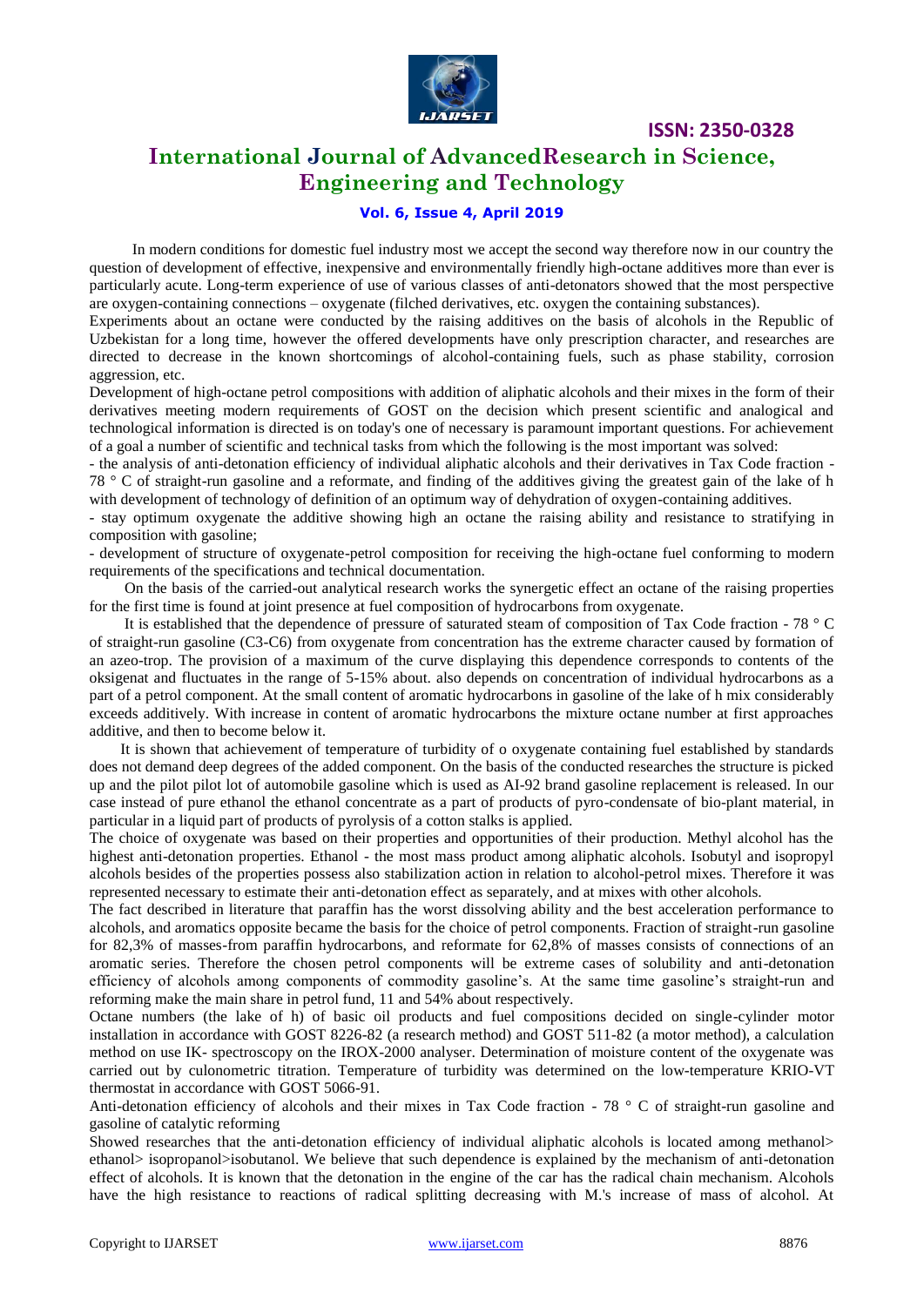In modern conditions for domestic fuel industry most we accept the second way therefore now in our country the question of development of effective, inexpensive and environmentally friendly high-octane additives more than ever is particularly acute. Long-term experience of use of various classes of anti-detonators showed that the most perspective are oxygen-containing connections – oxygenate (filched derivatives, etc. oxygen the containing substances).

Experiments about an octane were conducted by the raising additives on the basis of alcohols in the Republic of Uzbekistan for a long time, however the offered developments have only prescription character, and researches are directed to decrease in the known shortcomings of alcohol-containing fuels, such as phase stability, corrosion aggression, etc.

Development of high-octane petrol compositions with addition of aliphatic alcohols and their mixes in the form of their derivatives meeting modern requirements of GOST on the decision which present scientific and analogical and technological information is directed is on today's one of necessary is paramount important questions. For achievement of a goal a number of scientific and technical tasks from which the following is the most important was solved:

- the analysis of anti-detonation efficiency of individual aliphatic alcohols and their derivatives in Tax Code fraction - 78 ° C of straight-run gasoline and a reformate, and finding of the additives giving the greatest gain of the lake of h with development of technology of definition of an optimum way of dehydration of oxygen-containing additives.
- stay optimum oxygenate the additive showing high an octane the raising ability and resistance to stratifying in composition with gasoline;
- development of structure of oxygenate-petrol composition for receiving the high-octane fuel conforming to modern requirements of the specifications and technical documentation.

On the basis of the carried-out analytical research works the synergetic effect an octane of the raising properties for the first time is found at joint presence at fuel composition of hydrocarbons from oxygenate.

It is established that the dependence of pressure of saturated steam of composition of Tax Code fraction - 78 ° C of straight-run gasoline (C3-C6) from oxygenate from concentration has the extreme character caused by formation of an azeo-trop. The provision of a maximum of the curve displaying this dependence corresponds to contents of the oksigenat and fluctuates in the range of 5-15% about. also depends on concentration of individual hydrocarbons as a part of a petrol component. At the small content of aromatic hydrocarbons in gasoline of the lake of h mix considerably exceeds additively. With increase in content of aromatic hydrocarbons the mixture octane number at first approaches additive, and then to become below it.

It is shown that achievement of temperature of turbidity of o oxygenate containing fuel established by standards does not demand deep degrees of the added component. On the basis of the conducted researches the structure is picked up and the pilot pilot lot of automobile gasoline which is used as AI-92 brand gasoline replacement is released. In our case instead of pure ethanol the ethanol concentrate as a part of products of pyro-condensate of bio-plant material, in particular in a liquid part of products of pyrolysis of a cotton stalks is applied.

The choice of oxygenate was based on their properties and opportunities of their production. Methyl alcohol has the highest anti-detonation properties. Ethanol - the most mass product among aliphatic alcohols. Isobutyl and isopropyl alcohols besides of the properties possess also stabilization action in relation to alcohol-petrol mixes. Therefore it was represented necessary to estimate their anti-detonation effect as separately, and at mixes with other alcohols.

The fact described in literature that paraffin has the worst dissolving ability and the best acceleration performance to alcohols, and aromatics opposite became the basis for the choice of petrol components. Fraction of straight-run gasoline for 82,3% of masses-from paraffin hydrocarbons, and reformate for 62,8% of masses consists of connections of an aromatic series. Therefore the chosen petrol components will be extreme cases of solubility and anti-detonation efficiency of alcohols among components of commodity gasoline's. At the same time gasoline's straight-run and reforming make the main share in petrol fund, 11 and 54% about respectively.

Octane numbers (the lake of h) of basic oil products and fuel compositions decided on single-cylinder motor installation in accordance with GOST 8226-82 (a research method) and GOST 511-82 (a motor method), a calculation method on use IK- spectroscopy on the IROX-2000 analyser. Determination of moisture content of the oxygenate was carried out by culonometric titration. Temperature of turbidity was determined on the low-temperature KRIO-VT thermostat in accordance with GOST 5066-91.

Anti-detonation efficiency of alcohols and their mixes in Tax Code fraction - 78 ° C of straight-run gasoline and gasoline of catalytic reforming

Showed researches that the anti-detonation efficiency of individual aliphatic alcohols is located among methanol> ethanol> isopropanol>isobutanol. We believe that such dependence is explained by the mechanism of anti-detonation effect of alcohols. It is known that the detonation in the engine of the car has the radical chain mechanism. Alcohols have the high resistance to reactions of radical splitting decreasing with M.'s increase of mass of alcohol. At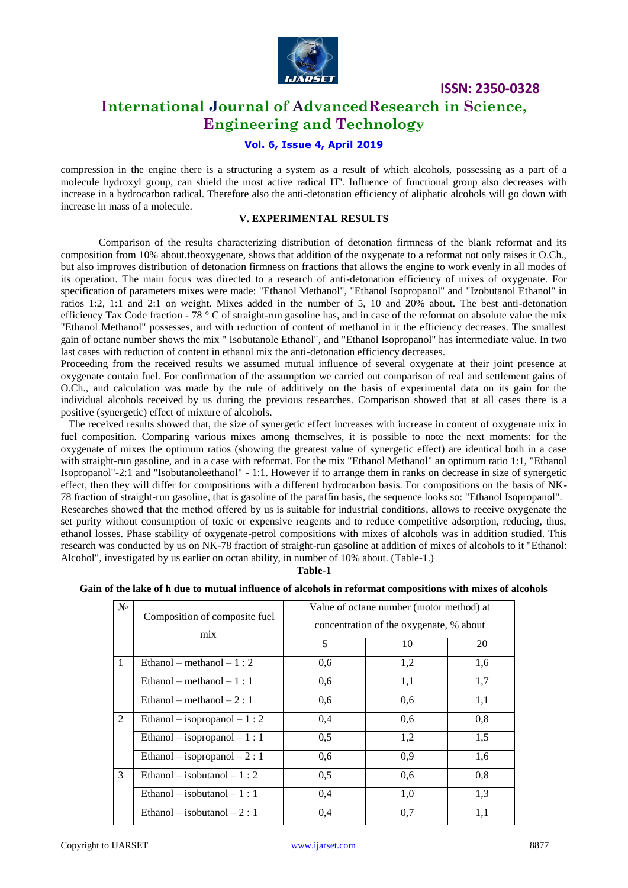compression in the engine there is a structuring a system as a result of which alcohols, possessing as a part of a molecule hydroxyl group, can shield the most active radical IT'. Influence of functional group also decreases with increase in a hydrocarbon radical. Therefore also the anti-detonation efficiency of aliphatic alcohols will go down with increase in mass of a molecule.

### V. EXPERIMENTAL RESULTS

Comparison of the results characterizing distribution of detonation firmness of the blank reformat and its composition from 10% about.theoxygenate, shows that addition of the oxygenate to a reformat not only raises it O.Ch., but also improves distribution of detonation firmness on fractions that allows the engine to work evenly in all modes of its operation. The main focus was directed to a research of anti-detonation efficiency of mixes of oxygenate. For specification of parameters mixes were made: "Ethanol Methanol", "Ethanol Isopropanol" and "Izobutanol Ethanol" in ratios 1:2, 1:1 and 2:1 on weight. Mixes added in the number of 5, 10 and 20% about. The best anti-detonation efficiency Tax Code fraction - 78 ° C of straight-run gasoline has, and in case of the reformat on absolute value the mix "Ethanol Methanol" possesses, and with reduction of content of methanol in it the efficiency decreases. The smallest gain of octane number shows the mix " Isobutanole Ethanol", and "Ethanol Isopropanol" has intermediate value. In two last cases with reduction of content in ethanol mix the anti-detonation efficiency decreases.

Proceeding from the received results we assumed mutual influence of several oxygenate at their joint presence at oxygenate contain fuel. For confirmation of the assumption we carried out comparison of real and settlement gains of O.Ch., and calculation was made by the rule of additively on the basis of experimental data on its gain for the individual alcohols received by us during the previous researches. Comparison showed that at all cases there is a positive (synergetic) effect of mixture of alcohols.

The received results showed that, the size of synergetic effect increases with increase in content of oxygenate mix in fuel composition. Comparing various mixes among themselves, it is possible to note the next moments: for the oxygenate of mixes the optimum ratios (showing the greatest value of synergetic effect) are identical both in a case with straight-run gasoline, and in a case with reformat. For the mix "Ethanol Methanol" an optimum ratio 1:1, "Ethanol Isopropanol"-2:1 and "Isobutanoleethanol" - 1:1. However if to arrange them in ranks on decrease in size of synergetic effect, then they will differ for compositions with a different hydrocarbon basis. For compositions on the basis of NK-78 fraction of straight-run gasoline, that is gasoline of the paraffin basis, the sequence looks so: "Ethanol Isopropanol".

Researches showed that the method offered by us is suitable for industrial conditions, allows to receive oxygenate the set purity without consumption of toxic or expensive reagents and to reduce competitive adsorption, reducing, thus, ethanol losses. Phase stability of oxygenate-petrol compositions with mixes of alcohols was in addition studied. This research was conducted by us on NK-78 fraction of straight-run gasoline at addition of mixes of alcohols to it "Ethanol: Alcohol", investigated by us earlier on octan ability, in number of 10% about. (Table-1.)

**Table-1**

**Gain of the lake of h due to mutual influence of alcohols in reformat compositions with mixes of alcohols**

| № | Composition of composite fuel mix | Value of octane number (motor method) at concentration of the oxygenate, % about | | |
|---|---|---|---|---|
| | | 5 | 10 | 20 |
| 1 | Ethanol – methanol – 1 : 2 | 0,6 | 1,2 | 1,6 |
| | Ethanol – methanol – 1 : 1 | 0,6 | 1,1 | 1,7 |
| | Ethanol – methanol – 2 : 1 | 0,6 | 0,6 | 1,1 |
| 2 | Ethanol – isopropanol – 1 : 2 | 0,4 | 0,6 | 0,8 |
| | Ethanol – isopropanol – 1 : 1 | 0,5 | 1,2 | 1,5 |
| | Ethanol – isopropanol – 2 : 1 | 0,6 | 0,9 | 1,6 |
| 3 | Ethanol – isobutanol – 1 : 2 | 0,5 | 0,6 | 0,8 |
| | Ethanol – isobutanol – 1 : 1 | 0,4 | 1,0 | 1,3 |
| | Ethanol – isobutanol – 2 : 1 | 0,4 | 0,7 | 1,1 |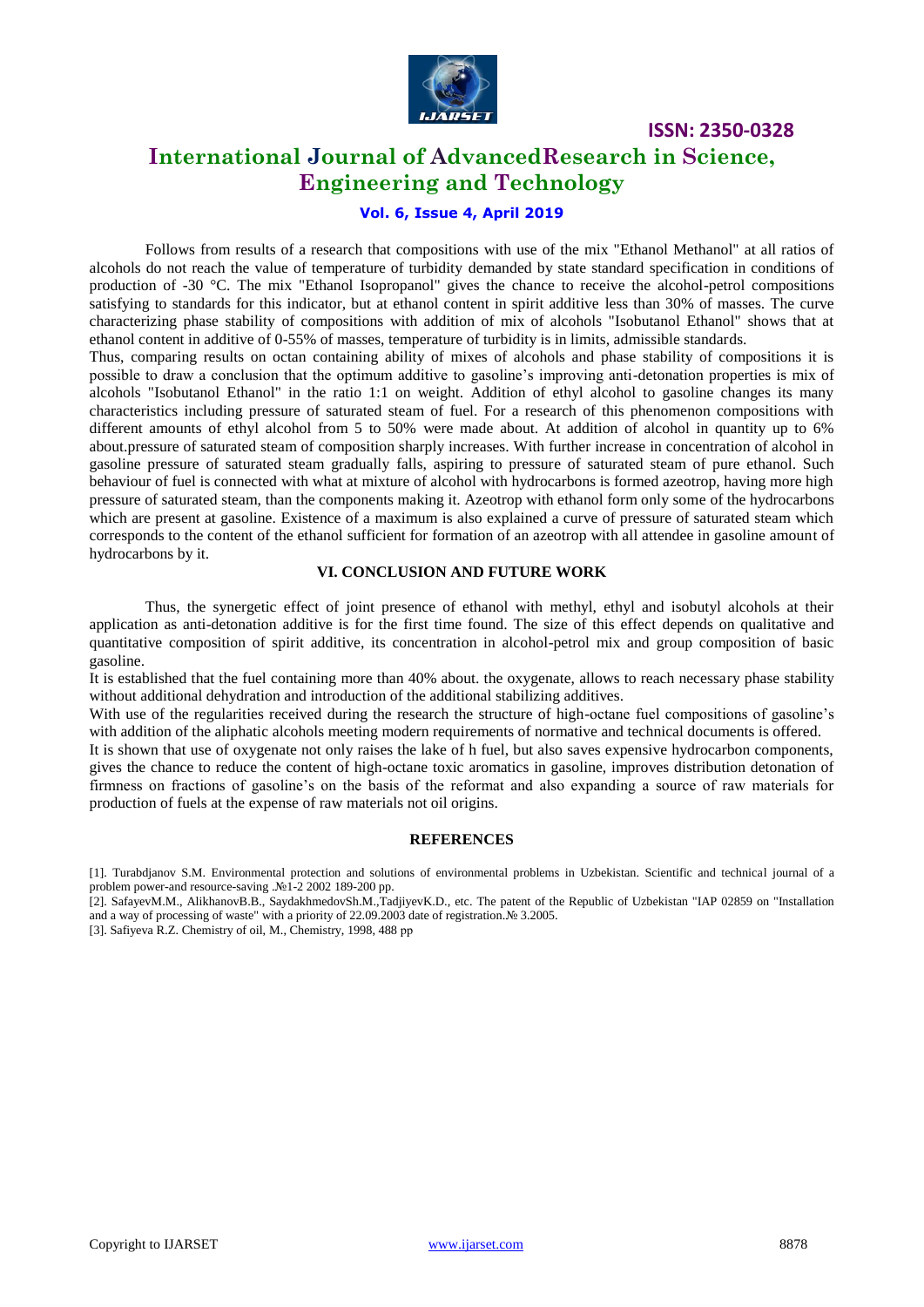Follows from results of a research that compositions with use of the mix "Ethanol Methanol" at all ratios of alcohols do not reach the value of temperature of turbidity demanded by state standard specification in conditions of production of -30 °C. The mix "Ethanol Isopropanol" gives the chance to receive the alcohol-petrol compositions satisfying to standards for this indicator, but at ethanol content in spirit additive less than 30% of masses. The curve characterizing phase stability of compositions with addition of mix of alcohols "Isobutanol Ethanol" shows that at ethanol content in additive of 0-55% of masses, temperature of turbidity is in limits, admissible standards.

Thus, comparing results on octan containing ability of mixes of alcohols and phase stability of compositions it is possible to draw a conclusion that the optimum additive to gasoline's improving anti-detonation properties is mix of alcohols "Isobutanol Ethanol" in the ratio 1:1 on weight. Addition of ethyl alcohol to gasoline changes its many characteristics including pressure of saturated steam of fuel. For a research of this phenomenon compositions with different amounts of ethyl alcohol from 5 to 50% were made about. At addition of alcohol in quantity up to 6% about.pressure of saturated steam of composition sharply increases. With further increase in concentration of alcohol in gasoline pressure of saturated steam gradually falls, aspiring to pressure of saturated steam of pure ethanol. Such behaviour of fuel is connected with what at mixture of alcohol with hydrocarbons is formed azeotrop, having more high pressure of saturated steam, than the components making it. Azeotrop with ethanol form only some of the hydrocarbons which are present at gasoline. Existence of a maximum is also explained a curve of pressure of saturated steam which corresponds to the content of the ethanol sufficient for formation of an azeotrop with all attendee in gasoline amount of hydrocarbons by it.

## VI. CONCLUSION AND FUTURE WORK

Thus, the synergetic effect of joint presence of ethanol with methyl, ethyl and isobutyl alcohols at their application as anti-detonation additive is for the first time found. The size of this effect depends on qualitative and quantitative composition of spirit additive, its concentration in alcohol-petrol mix and group composition of basic gasoline.

It is established that the fuel containing more than 40% about. the oxygenate, allows to reach necessary phase stability without additional dehydration and introduction of the additional stabilizing additives.

With use of the regularities received during the research the structure of high-octane fuel compositions of gasoline's with addition of the aliphatic alcohols meeting modern requirements of normative and technical documents is offered.

It is shown that use of oxygenate not only raises the lake of h fuel, but also saves expensive hydrocarbon components, gives the chance to reduce the content of high-octane toxic aromatics in gasoline, improves distribution detonation of firmness on fractions of gasoline's on the basis of the reformat and also expanding a source of raw materials for production of fuels at the expense of raw materials not oil origins.

## REFERENCES

[1]. Turabdjanov S.M. Environmental protection and solutions of environmental problems in Uzbekistan. Scientific and technical journal of a problem power-and resource-saving .№1-2 2002 189-200 pp.

[2]. SafayevM.M., AlikhanovB.B., SaydakhmedovSh.M.,TadjiyevK.D., etc. The patent of the Republic of Uzbekistan "IAP 02859 on "Installation and a way of processing of waste" with a priority of 22.09.2003 date of registration.№ 3.2005.

[3]. Safiyeva R.Z. Chemistry of oil, M., Chemistry, 1998, 488 pp